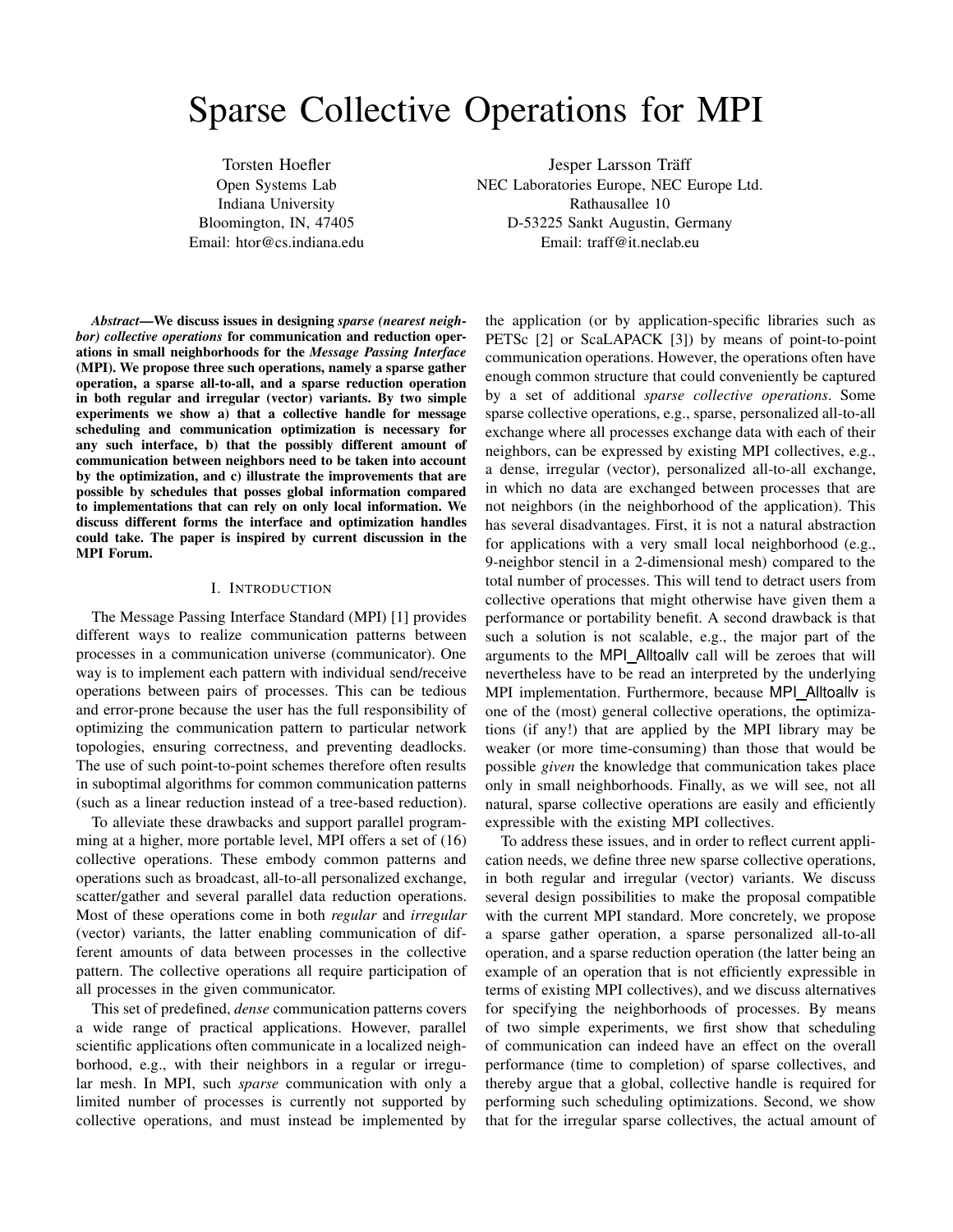#Sparse Collective Operations for MPI

Torsten Hoefler
Open Systems Lab
Indiana University
Bloomington, IN, 47405
Email: htor@cs.indiana.edu

Jesper Larsson Träff
NEC Laboratories Europe, NEC Europe Ltd.
Rathausallee 10
D-53225 Sankt Augustin, Germany
Email: traff@it.neclab.eu

***Abstract*—We discuss issues in designing *sparse (nearest neighbor) collective operations* for communication and reduction operations in small neighborhoods for the *Message Passing Interface* (MPI). We propose three such operations, namely a sparse gather operation, a sparse all-to-all, and a sparse reduction operation in both regular and irregular (vector) variants. By two simple experiments we show a) that a collective handle for message scheduling and communication optimization is necessary for any such interface, b) that the possibly different amount of communication between neighbors need to be taken into account by the optimization, and c) illustrate the improvements that are possible by schedules that posses global information compared to implementations that can rely on only local information. We discuss different forms the interface and optimization handles could take. The paper is inspired by current discussion in the MPI Forum.**

## I. Introduction

The Message Passing Interface Standard (MPI) [1] provides different ways to realize communication patterns between processes in a communication universe (communicator). One way is to implement each pattern with individual send/receive operations between pairs of processes. This can be tedious and error-prone because the user has the full responsibility of optimizing the communication pattern to particular network topologies, ensuring correctness, and preventing deadlocks. The use of such point-to-point schemes therefore often results in suboptimal algorithms for common communication patterns (such as a linear reduction instead of a tree-based reduction).

To alleviate these drawbacks and support parallel programming at a higher, more portable level, MPI offers a set of (16) collective operations. These embody common patterns and operations such as broadcast, all-to-all personalized exchange, scatter/gather and several parallel data reduction operations. Most of these operations come in both *regular* and *irregular* (vector) variants, the latter enabling communication of different amounts of data between processes in the collective pattern. The collective operations all require participation of all processes in the given communicator.

This set of predefined, *dense* communication patterns covers a wide range of practical applications. However, parallel scientific applications often communicate in a localized neighborhood, e.g., with their neighbors in a regular or irregular mesh. In MPI, such *sparse* communication with only a limited number of processes is currently not supported by collective operations, and must instead be implemented by the application (or by application-specific libraries such as PETSc [2] or ScaLAPACK [3]) by means of point-to-point communication operations. However, the operations often have enough common structure that could conveniently be captured by a set of additional *sparse collective operations*. Some sparse collective operations, e.g., sparse, personalized all-to-all exchange where all processes exchange data with each of their neighbors, can be expressed by existing MPI collectives, e.g., a dense, irregular (vector), personalized all-to-all exchange, in which no data are exchanged between processes that are not neighbors (in the neighborhood of the application). This has several disadvantages. First, it is not a natural abstraction for applications with a very small local neighborhood (e.g., 9-neighbor stencil in a 2-dimensional mesh) compared to the total number of processes. This will tend to detract users from collective operations that might otherwise have given them a performance or portability benefit. A second drawback is that such a solution is not scalable, e.g., the major part of the arguments to the MPI_Alltoallv call will be zeroes that will nevertheless have to be read an interpreted by the underlying MPI implementation. Furthermore, because MPI_Alltoallv is one of the (most) general collective operations, the optimizations (if any!) that are applied by the MPI library may be weaker (or more time-consuming) than those that would be possible *given* the knowledge that communication takes place only in small neighborhoods. Finally, as we will see, not all natural, sparse collective operations are easily and efficiently expressible with the existing MPI collectives.

To address these issues, and in order to reflect current application needs, we define three new sparse collective operations, in both regular and irregular (vector) variants. We discuss several design possibilities to make the proposal compatible with the current MPI standard. More concretely, we propose a sparse gather operation, a sparse personalized all-to-all operation, and a sparse reduction operation (the latter being an example of an operation that is not efficiently expressible in terms of existing MPI collectives), and we discuss alternatives for specifying the neighborhoods of processes. By means of two simple experiments, we first show that scheduling of communication can indeed have an effect on the overall performance (time to completion) of sparse collectives, and thereby argue that a global, collective handle is required for performing such scheduling optimizations. Second, we show that for the irregular sparse collectives, the actual amount of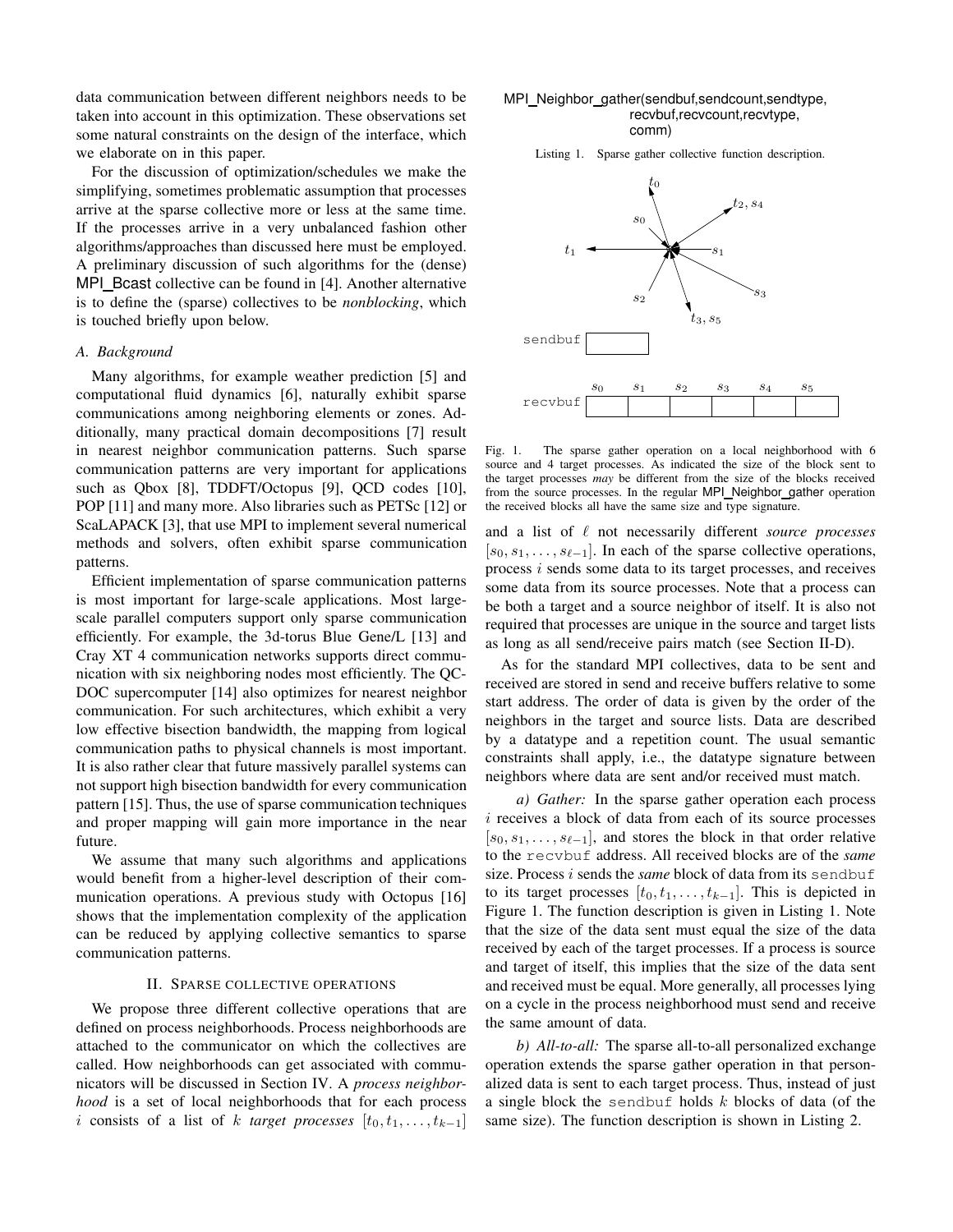data communication between different neighbors needs to be taken into account in this optimization. These observations set some natural constraints on the design of the interface, which we elaborate on in this paper.

For the discussion of optimization/schedules we make the simplifying, sometimes problematic assumption that processes arrive at the sparse collective more or less at the same time. If the processes arrive in a very unbalanced fashion other algorithms/approaches than discussed here must be employed. A preliminary discussion of such algorithms for the (dense) MPI_Bcast collective can be found in [4]. Another alternative is to define the (sparse) collectives to be *nonblocking*, which is touched briefly upon below.

### A. Background

Many algorithms, for example weather prediction [5] and computational fluid dynamics [6], naturally exhibit sparse communications among neighboring elements or zones. Additionally, many practical domain decompositions [7] result in nearest neighbor communication patterns. Such sparse communication patterns are very important for applications such as Qbox [8], TDDFT/Octopus [9], QCD codes [10], POP [11] and many more. Also libraries such as PETSc [12] or ScaLAPACK [3], that use MPI to implement several numerical methods and solvers, often exhibit sparse communication patterns.

Efficient implementation of sparse communication patterns is most important for large-scale applications. Most large-scale parallel computers support only sparse communication efficiently. For example, the 3d-torus Blue Gene/L [13] and Cray XT 4 communication networks supports direct communication with six neighboring nodes most efficiently. The QC-DOC supercomputer [14] also optimizes for nearest neighbor communication. For such architectures, which exhibit a very low effective bisection bandwidth, the mapping from logical communication paths to physical channels is most important. It is also rather clear that future massively parallel systems can not support high bisection bandwidth for every communication pattern [15]. Thus, the use of sparse communication techniques and proper mapping will gain more importance in the near future.

We assume that many such algorithms and applications would benefit from a higher-level description of their communication operations. A previous study with Octopus [16] shows that the implementation complexity of the application can be reduced by applying collective semantics to sparse communication patterns.

## II. Sparse collective operations

We propose three different collective operations that are defined on process neighborhoods. Process neighborhoods are attached to the communicator on which the collectives are called. How neighborhoods can get associated with communicators will be discussed in Section IV. A *process neighborhood* is a set of local neighborhoods that for each process $i$ consists of a list of $k$ *target processes* $[t_0, t_1, \ldots, t_{k-1}]$ and a list of $\ell$ not necessarily different *source processes* $[s_0, s_1, \ldots, s_{\ell-1}]$. In each of the sparse collective operations, process $i$ sends some data to its target processes, and receives some data from its source processes. Note that a process can be both a target and a source neighbor of itself. It is also not required that processes are unique in the source and target lists as long as all send/receive pairs match (see Section II-D).

```
MPI_Neighbor_gather(sendbuf,sendcount,sendtype,
                    recvbuf,recvcount,recvtype,
                    comm)
```

Listing 1. Sparse gather collective function description.

Fig. 1. The sparse gather operation on a local neighborhood with 6 source and 4 target processes. As indicated the size of the block sent to the target processes *may* be different from the size of the blocks received from the source processes. In the regular MPI_Neighbor_gather operation the received blocks all have the same size and type signature.

As for the standard MPI collectives, data to be sent and received are stored in send and receive buffers relative to some start address. The order of data is given by the order of the neighbors in the target and source lists. Data are described by a datatype and a repetition count. The usual semantic constraints shall apply, i.e., the datatype signature between neighbors where data are sent and/or received must match.

*a) Gather:* In the sparse gather operation each process $i$ receives a block of data from each of its source processes $[s_0, s_1, \ldots, s_{\ell-1}]$, and stores the block in that order relative to the `recvbuf` address. All received blocks are of the *same* size. Process $i$ sends the *same* block of data from its `sendbuf` to its target processes $[t_0, t_1, \ldots, t_{k-1}]$. This is depicted in Figure 1. The function description is given in Listing 1. Note that the size of the data sent must equal the size of the data received by each of the target processes. If a process is source and target of itself, this implies that the size of the data sent and received must be equal. More generally, all processes lying on a cycle in the process neighborhood must send and receive the same amount of data.

*b) All-to-all:* The sparse all-to-all personalized exchange operation extends the sparse gather operation in that personalized data is sent to each target process. Thus, instead of just a single block the `sendbuf` holds $k$ blocks of data (of the same size). The function description is shown in Listing 2.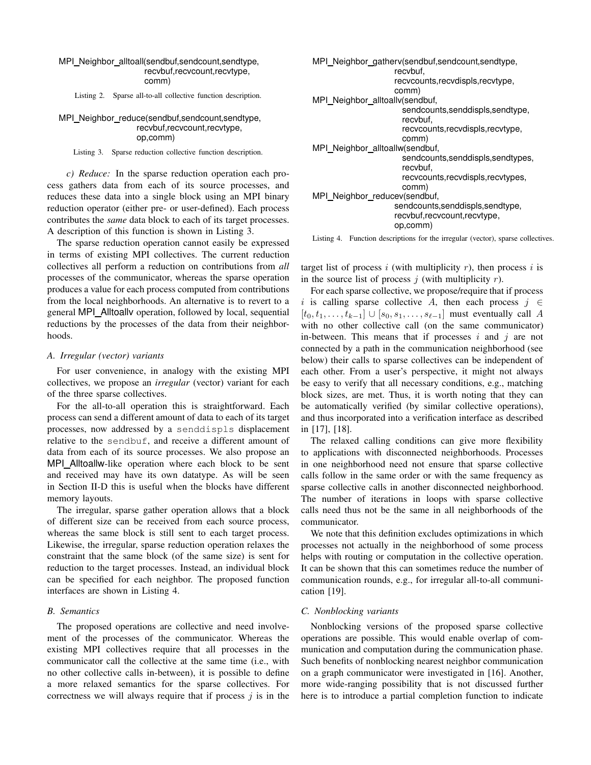```
MPI_Neighbor_alltoall(sendbuf,sendcount,sendtype,
                      recvbuf,recvcount,recvtype,
                      comm)
```

Listing 2. Sparse all-to-all collective function description.

```
MPI_Neighbor_reduce(sendbuf,sendcount,sendtype,
                    recvbuf,recvcount,recvtype,
                    op,comm)
```

Listing 3. Sparse reduction collective function description.

*c) Reduce:* In the sparse reduction operation each process gathers data from each of its source processes, and reduces these data into a single block using an MPI binary reduction operator (either pre- or user-defined). Each process contributes the *same* data block to each of its target processes. A description of this function is shown in Listing 3.

The sparse reduction operation cannot easily be expressed in terms of existing MPI collectives. The current reduction collectives all perform a reduction on contributions from *all* processes of the communicator, whereas the sparse operation produces a value for each process computed from contributions from the local neighborhoods. An alternative is to revert to a general MPI_Alltoallv operation, followed by local, sequential reductions by the processes of the data from their neighborhoods.

### A. Irregular (vector) variants

For user convenience, in analogy with the existing MPI collectives, we propose an *irregular* (vector) variant for each of the three sparse collectives.

For the all-to-all operation this is straightforward. Each process can send a different amount of data to each of its target processes, now addressed by a `senddispls` displacement relative to the `sendbuf`, and receive a different amount of data from each of its source processes. We also propose an MPI_Alltoallw-like operation where each block to be sent and received may have its own datatype. As will be seen in Section II-D this is useful when the blocks have different memory layouts.

The irregular, sparse gather operation allows that a block of different size can be received from each source process, whereas the same block is still sent to each target process. Likewise, the irregular, sparse reduction operation relaxes the constraint that the same block (of the same size) is sent for reduction to the target processes. Instead, an individual block can be specified for each neighbor. The proposed function interfaces are shown in Listing 4.

### B. Semantics

The proposed operations are collective and need involvement of the processes of the communicator. Whereas the existing MPI collectives require that all processes in the communicator call the collective at the same time (i.e., with no other collective calls in-between), it is possible to define a more relaxed semantics for the sparse collectives. For correctness we will always require that if process $j$ is in the target list of process $i$ (with multiplicity $r$), then process $i$ is in the source list of process $j$ (with multiplicity $r$).

```
MPI_Neighbor_gatherv(sendbuf,sendcount,sendtype,
                     recvbuf,
                     recvcounts,recvdispls,recvtype,
                     comm)
MPI_Neighbor_alltoallv(sendbuf,
                       sendcounts,senddispls,sendtype,
                       recvbuf,
                       recvcounts,recvdispls,recvtype,
                       comm)
MPI_Neighbor_alltoallw(sendbuf,
                       sendcounts,senddispls,sendtypes,
                       recvbuf,
                       recvcounts,recvdispls,recvtypes,
                       comm)
MPI_Neighbor_reducev(sendbuf,
                     sendcounts,senddispls,sendtype,
                     recvbuf,recvcount,recvtype,
                     op,comm)
```

Listing 4. Function descriptions for the irregular (vector), sparse collectives.

For each sparse collective, we propose/require that if process $i$ is calling sparse collective $A$, then each process $j \in [t_0, t_1, \ldots, t_{k-1}] \cup [s_0, s_1, \ldots, s_{\ell-1}]$ must eventually call $A$ with no other collective call (on the same communicator) in-between. This means that if processes $i$ and $j$ are not connected by a path in the communication neighborhood (see below) their calls to sparse collectives can be independent of each other. From a user's perspective, it might not always be easy to verify that all necessary conditions, e.g., matching block sizes, are met. Thus, it is worth noting that they can be automatically verified (by similar collective operations), and thus incorporated into a verification interface as described in [17], [18].

The relaxed calling conditions can give more flexibility to applications with disconnected neighborhoods. Processes in one neighborhood need not ensure that sparse collective calls follow in the same order or with the same frequency as sparse collective calls in another disconnected neighborhood. The number of iterations in loops with sparse collective calls need thus not be the same in all neighborhoods of the communicator.

We note that this definition excludes optimizations in which processes not actually in the neighborhood of some process helps with routing or computation in the collective operation. It can be shown that this can sometimes reduce the number of communication rounds, e.g., for irregular all-to-all communication [19].

### C. Nonblocking variants

Nonblocking versions of the proposed sparse collective operations are possible. This would enable overlap of communication and computation during the communication phase. Such benefits of nonblocking nearest neighbor communication on a graph communicator were investigated in [16]. Another, more wide-ranging possibility that is not discussed further here is to introduce a partial completion function to indicate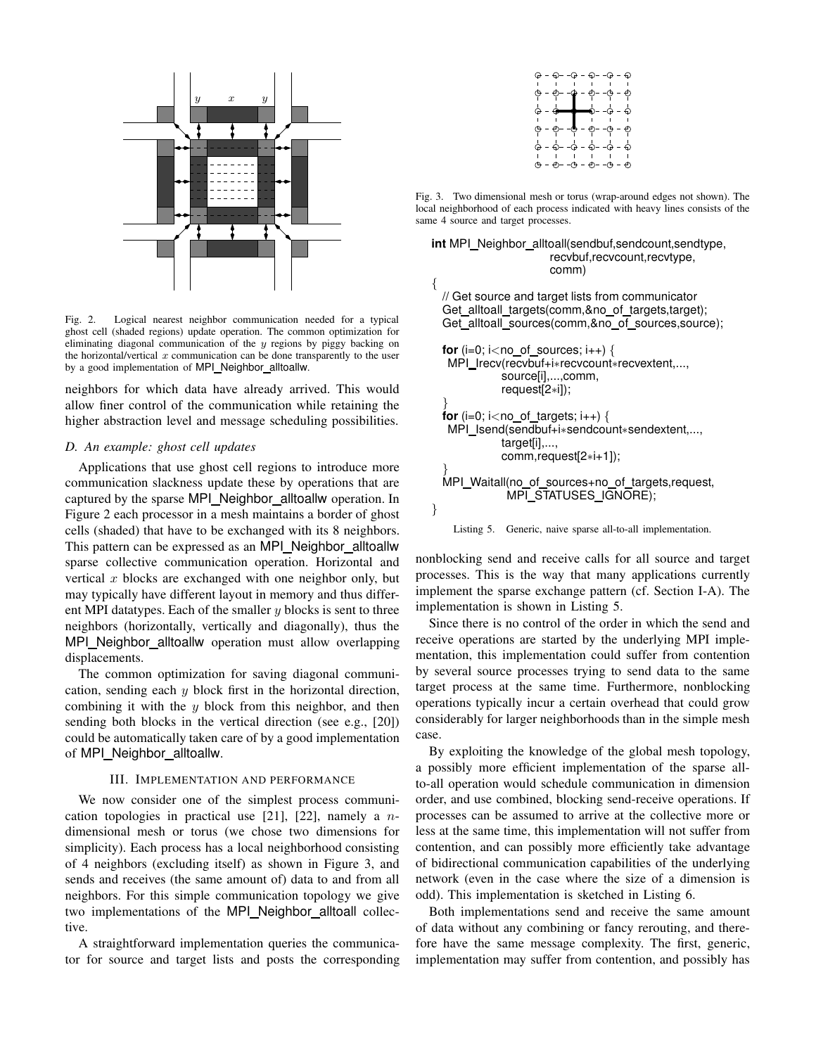Fig. 2. Logical nearest neighbor communication needed for a typical ghost cell (shaded regions) update operation. The common optimization for eliminating diagonal communication of the $y$ regions by piggy backing on the horizontal/vertical $x$ communication can be done transparently to the user by a good implementation of MPI_Neighbor_alltoallw.

neighbors for which data have already arrived. This would allow finer control of the communication while retaining the higher abstraction level and message scheduling possibilities.

### D. An example: ghost cell updates

Applications that use ghost cell regions to introduce more communication slackness update these by operations that are captured by the sparse MPI_Neighbor_alltoallw operation. In Figure 2 each processor in a mesh maintains a border of ghost cells (shaded) that have to be exchanged with its 8 neighbors. This pattern can be expressed as an MPI_Neighbor_alltoallw sparse collective communication operation. Horizontal and vertical $x$ blocks are exchanged with one neighbor only, but may typically have different layout in memory and thus different MPI datatypes. Each of the smaller $y$ blocks is sent to three neighbors (horizontally, vertically and diagonally), thus the MPI_Neighbor_alltoallw operation must allow overlapping displacements.

The common optimization for saving diagonal communication, sending each $y$ block first in the horizontal direction, combining it with the $y$ block from this neighbor, and then sending both blocks in the vertical direction (see e.g., [20]) could be automatically taken care of by a good implementation of MPI_Neighbor_alltoallw.

## III. Implementation and Performance

We now consider one of the simplest process communication topologies in practical use [21], [22], namely a $n$-dimensional mesh or torus (we chose two dimensions for simplicity). Each process has a local neighborhood consisting of 4 neighbors (excluding itself) as shown in Figure 3, and sends and receives (the same amount of) data to and from all neighbors. For this simple communication topology we give two implementations of the MPI_Neighbor_alltoall collective.

A straightforward implementation queries the communicator for source and target lists and posts the corresponding

Fig. 3. Two dimensional mesh or torus (wrap-around edges not shown). The local neighborhood of each process indicated with heavy lines consists of the same 4 source and target processes.

```
int MPI_Neighbor_alltoall(sendbuf,sendcount,sendtype,
                          recvbuf,recvcount,recvtype,
                          comm)
{
  // Get source and target lists from communicator
  Get_alltoall_targets(comm,&no_of_targets,target);
  Get_alltoall_sources(comm,&no_of_sources,source);

  for (i=0; i<no_of_sources; i++) {
    MPI_Irecv(recvbuf+i*recvcount*recvextent,...,
              source[i],...,comm,
              request[2*i]);
  }
  for (i=0; i<no_of_targets; i++) {
    MPI_Isend(sendbuf+i*sendcount*sendextent,...,
              target[i],...,
              comm,request[2*i+1]);
  }
  MPI_Waitall(no_of_sources+no_of_targets,request,
              MPI_STATUSES_IGNORE);
}
```

Listing 5. Generic, naive sparse all-to-all implementation.

nonblocking send and receive calls for all source and target processes. This is the way that many applications currently implement the sparse exchange pattern (cf. Section I-A). The implementation is shown in Listing 5.

Since there is no control of the order in which the send and receive operations are started by the underlying MPI implementation, this implementation could suffer from contention by several source processes trying to send data to the same target process at the same time. Furthermore, nonblocking operations typically incur a certain overhead that could grow considerably for larger neighborhoods than in the simple mesh case.

By exploiting the knowledge of the global mesh topology, a possibly more efficient implementation of the sparse all-to-all operation would schedule communication in dimension order, and use combined, blocking send-receive operations. If processes can be assumed to arrive at the collective more or less at the same time, this implementation will not suffer from contention, and can possibly more efficiently take advantage of bidirectional communication capabilities of the underlying network (even in the case where the size of a dimension is odd). This implementation is sketched in Listing 6.

Both implementations send and receive the same amount of data without any combining or fancy rerouting, and therefore have the same message complexity. The first, generic, implementation may suffer from contention, and possibly has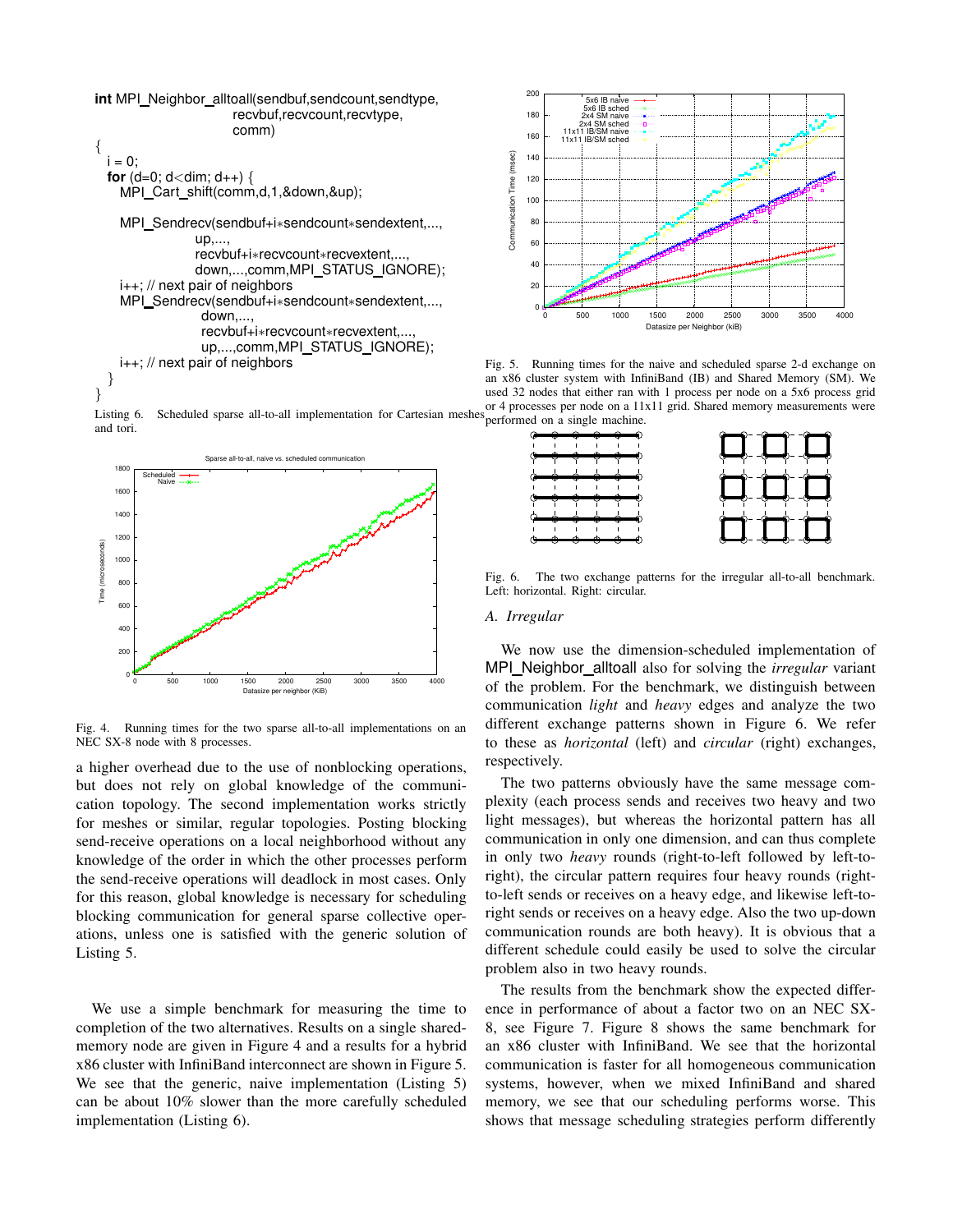```
int MPI_Neighbor_alltoall(sendbuf,sendcount,sendtype,
                          recvbuf,recvcount,recvtype,
                          comm)
{
  i = 0;
  for (d=0; d<dim; d++) {
    MPI_Cart_shift(comm,d,1,&down,&up);

    MPI_Sendrecv(sendbuf+i*sendcount*sendextent,...,
                 up,...,
                 recvbuf+i*recvcount*recvextent,...,
                 down,...,comm,MPI_STATUS_IGNORE);
    i++; // next pair of neighbors
    MPI_Sendrecv(sendbuf+i*sendcount*sendextent,...,
                  down,...,
                  recvbuf+i*recvcount*recvextent,...,
                  up,...,comm,MPI_STATUS_IGNORE);
    i++; // next pair of neighbors
  }
}
```

Listing 6. Scheduled sparse all-to-all implementation for Cartesian meshes and tori.

Fig. 4. Running times for the two sparse all-to-all implementations on an NEC SX-8 node with 8 processes.

a higher overhead due to the use of nonblocking operations, but does not rely on global knowledge of the communication topology. The second implementation works strictly for meshes or similar, regular topologies. Posting blocking send-receive operations on a local neighborhood without any knowledge of the order in which the other processes perform the send-receive operations will deadlock in most cases. Only for this reason, global knowledge is necessary for scheduling blocking communication for general sparse collective operations, unless one is satisfied with the generic solution of Listing 5.

We use a simple benchmark for measuring the time to completion of the two alternatives. Results on a single shared-memory node are given in Figure 4 and a results for a hybrid x86 cluster with InfiniBand interconnect are shown in Figure 5. We see that the generic, naive implementation (Listing 5) can be about 10% slower than the more carefully scheduled implementation (Listing 6).

Fig. 5. Running times for the naive and scheduled sparse 2-d exchange on an x86 cluster system with InfiniBand (IB) and Shared Memory (SM). We used 32 nodes that either ran with 1 process per node on a 5x6 process grid or 4 processes per node on a 11x11 grid. Shared memory measurements were performed on a single machine.

Fig. 6. The two exchange patterns for the irregular all-to-all benchmark. Left: horizontal. Right: circular.

### A. Irregular

We now use the dimension-scheduled implementation of MPI_Neighbor_alltoall also for solving the *irregular* variant of the problem. For the benchmark, we distinguish between communication *light* and *heavy* edges and analyze the two different exchange patterns shown in Figure 6. We refer to these as *horizontal* (left) and *circular* (right) exchanges, respectively.

The two patterns obviously have the same message complexity (each process sends and receives two heavy and two light messages), but whereas the horizontal pattern has all communication in only one dimension, and can thus complete in only two *heavy* rounds (right-to-left followed by left-to-right), the circular pattern requires four heavy rounds (right-to-left sends or receives on a heavy edge, and likewise left-to-right sends or receives on a heavy edge. Also the two up-down communication rounds are both heavy). It is obvious that a different schedule could easily be used to solve the circular problem also in two heavy rounds.

The results from the benchmark show the expected difference in performance of about a factor two on an NEC SX-8, see Figure 7. Figure 8 shows the same benchmark for an x86 cluster with InfiniBand. We see that the horizontal communication is faster for all homogeneous communication systems, however, when we mixed InfiniBand and shared memory, we see that our scheduling performs worse. This shows that message scheduling strategies perform differently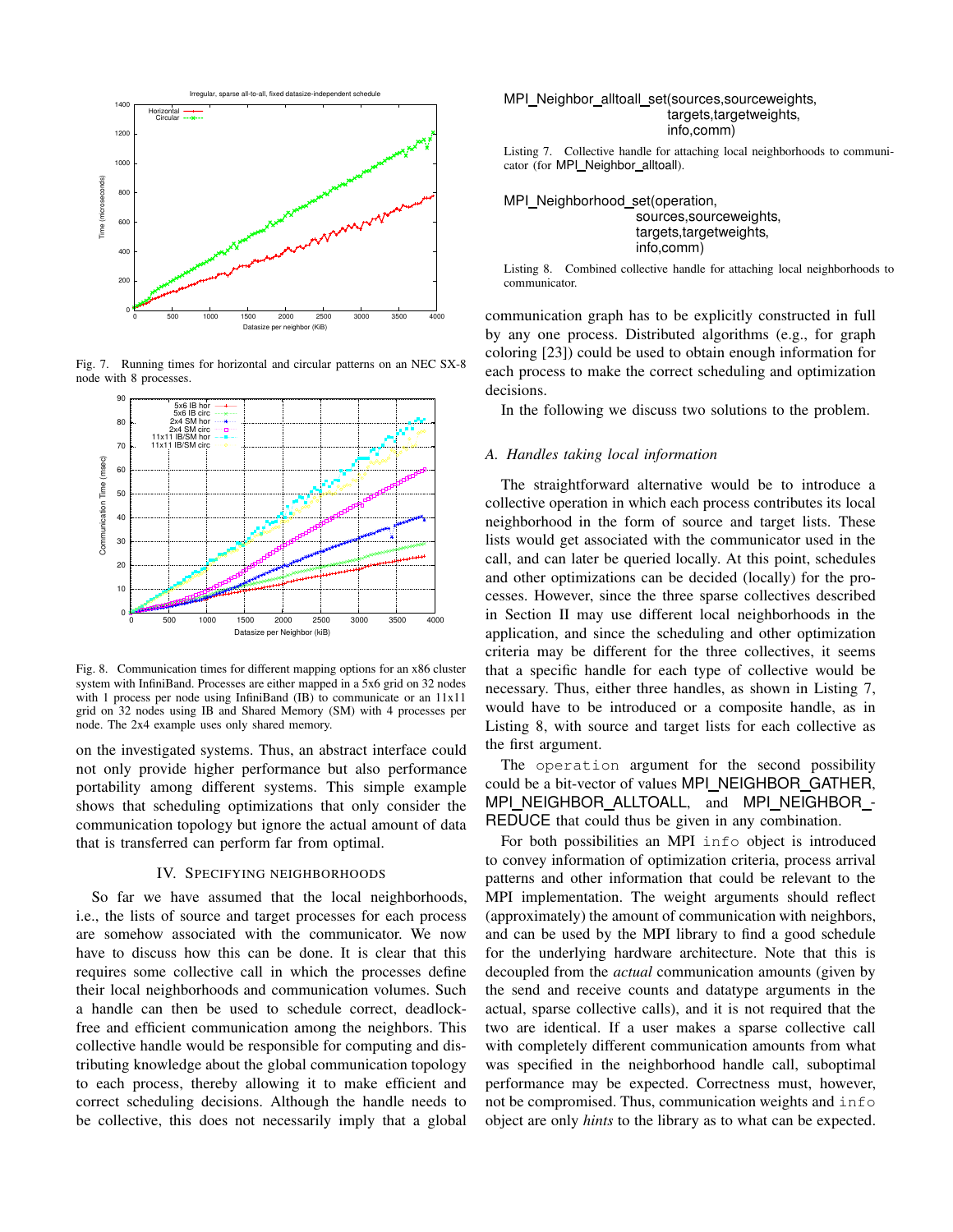Fig. 7. Running times for horizontal and circular patterns on an NEC SX-8 node with 8 processes.

Fig. 8. Communication times for different mapping options for an x86 cluster system with InfiniBand. Processes are either mapped in a 5x6 grid on 32 nodes with 1 process per node using InfiniBand (IB) to communicate or an 11x11 grid on 32 nodes using IB and Shared Memory (SM) with 4 processes per node. The 2x4 example uses only shared memory.

on the investigated systems. Thus, an abstract interface could not only provide higher performance but also performance portability among different systems. This simple example shows that scheduling optimizations that only consider the communication topology but ignore the actual amount of data that is transferred can perform far from optimal.

## IV. Specifying Neighborhoods

So far we have assumed that the local neighborhoods, i.e., the lists of source and target processes for each process are somehow associated with the communicator. We now have to discuss how this can be done. It is clear that this requires some collective call in which the processes define their local neighborhoods and communication volumes. Such a handle can then be used to schedule correct, deadlock-free and efficient communication among the neighbors. This collective handle would be responsible for computing and distributing knowledge about the global communication topology to each process, thereby allowing it to make efficient and correct scheduling decisions. Although the handle needs to be collective, this does not necessarily imply that a global communication graph has to be explicitly constructed in full by any one process. Distributed algorithms (e.g., for graph coloring [23]) could be used to obtain enough information for each process to make the correct scheduling and optimization decisions.

In the following we discuss two solutions to the problem.

```
MPI_Neighbor_alltoall_set(sources,sourceweights,
                          targets,targetweights,
                          info,comm)
```

Listing 7. Collective handle for attaching local neighborhoods to communicator (for MPI_Neighbor_alltoall).

```
MPI_Neighborhood_set(operation,
                     sources,sourceweights,
                     targets,targetweights,
                     info,comm)
```

Listing 8. Combined collective handle for attaching local neighborhoods to communicator.

### A. Handles taking local information

The straightforward alternative would be to introduce a collective operation in which each process contributes its local neighborhood in the form of source and target lists. These lists would get associated with the communicator used in the call, and can later be queried locally. At this point, schedules and other optimizations can be decided (locally) for the processes. However, since the three sparse collectives described in Section II may use different local neighborhoods in the application, and since the scheduling and other optimization criteria may be different for the three collectives, it seems that a specific handle for each type of collective would be necessary. Thus, either three handles, as shown in Listing 7, would have to be introduced or a composite handle, as in Listing 8, with source and target lists for each collective as the first argument.

The `operation` argument for the second possibility could be a bit-vector of values MPI_NEIGHBOR_GATHER, MPI_NEIGHBOR_ALLTOALL, and MPI_NEIGHBOR_REDUCE that could thus be given in any combination.

For both possibilities an MPI `info` object is introduced to convey information of optimization criteria, process arrival patterns and other information that could be relevant to the MPI implementation. The weight arguments should reflect (approximately) the amount of communication with neighbors, and can be used by the MPI library to find a good schedule for the underlying hardware architecture. Note that this is decoupled from the *actual* communication amounts (given by the send and receive counts and datatype arguments in the actual, sparse collective calls), and it is not required that the two are identical. If a user makes a sparse collective call with completely different communication amounts from what was specified in the neighborhood handle call, suboptimal performance may be expected. Correctness must, however, not be compromised. Thus, communication weights and `info` object are only *hints* to the library as to what can be expected.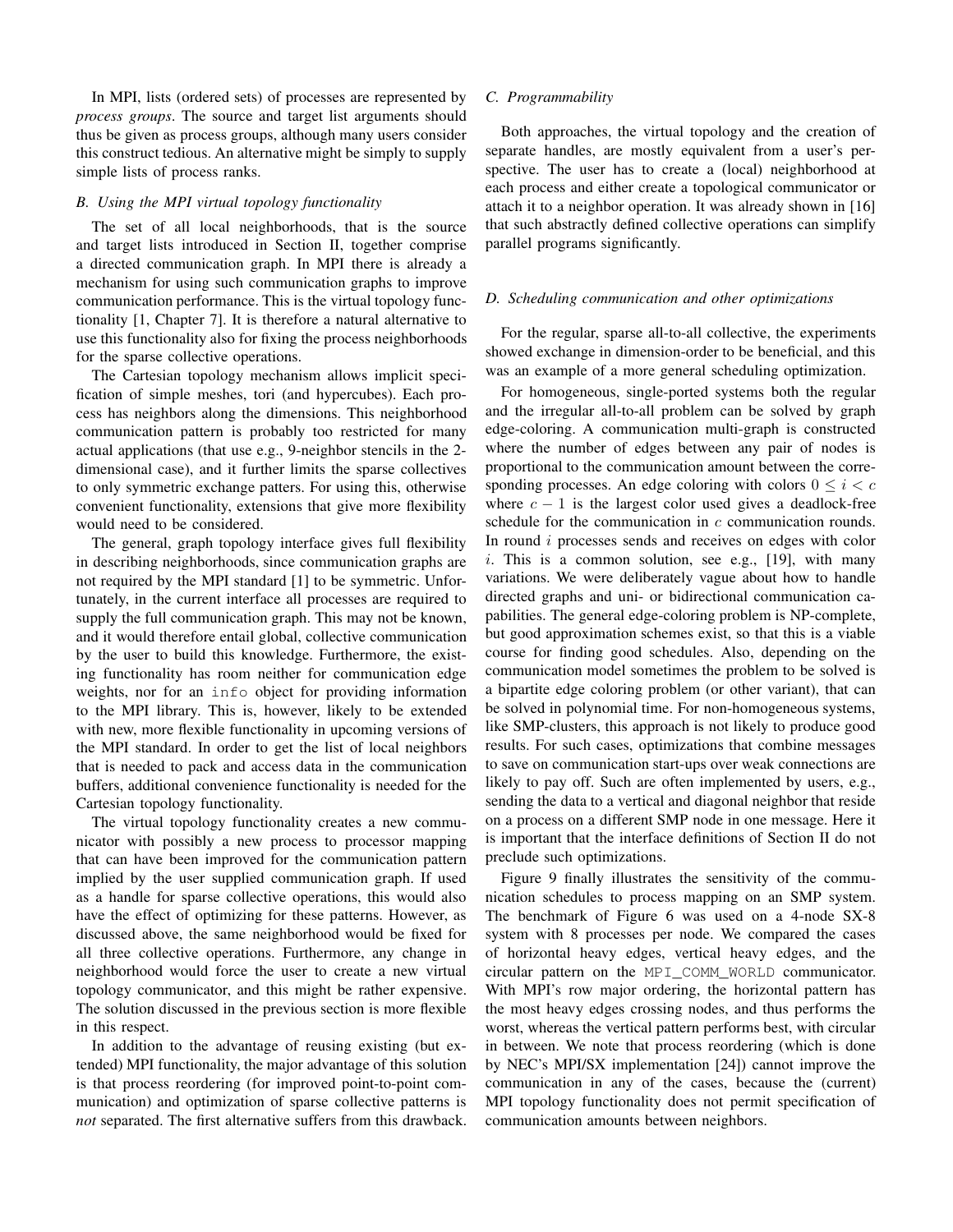In MPI, lists (ordered sets) of processes are represented by *process groups*. The source and target list arguments should thus be given as process groups, although many users consider this construct tedious. An alternative might be simply to supply simple lists of process ranks.

### B. Using the MPI virtual topology functionality

The set of all local neighborhoods, that is the source and target lists introduced in Section II, together comprise a directed communication graph. In MPI there is already a mechanism for using such communication graphs to improve communication performance. This is the virtual topology functionality [1, Chapter 7]. It is therefore a natural alternative to use this functionality also for fixing the process neighborhoods for the sparse collective operations.

The Cartesian topology mechanism allows implicit specification of simple meshes, tori (and hypercubes). Each process has neighbors along the dimensions. This neighborhood communication pattern is probably too restricted for many actual applications (that use e.g., 9-neighbor stencils in the 2-dimensional case), and it further limits the sparse collectives to only symmetric exchange patters. For using this, otherwise convenient functionality, extensions that give more flexibility would need to be considered.

The general, graph topology interface gives full flexibility in describing neighborhoods, since communication graphs are not required by the MPI standard [1] to be symmetric. Unfortunately, in the current interface all processes are required to supply the full communication graph. This may not be known, and it would therefore entail global, collective communication by the user to build this knowledge. Furthermore, the existing functionality has room neither for communication edge weights, nor for an `info` object for providing information to the MPI library. This is, however, likely to be extended with new, more flexible functionality in upcoming versions of the MPI standard. In order to get the list of local neighbors that is needed to pack and access data in the communication buffers, additional convenience functionality is needed for the Cartesian topology functionality.

The virtual topology functionality creates a new communicator with possibly a new process to processor mapping that can have been improved for the communication pattern implied by the user supplied communication graph. If used as a handle for sparse collective operations, this would also have the effect of optimizing for these patterns. However, as discussed above, the same neighborhood would be fixed for all three collective operations. Furthermore, any change in neighborhood would force the user to create a new virtual topology communicator, and this might be rather expensive. The solution discussed in the previous section is more flexible in this respect.

In addition to the advantage of reusing existing (but extended) MPI functionality, the major advantage of this solution is that process reordering (for improved point-to-point communication) and optimization of sparse collective patterns is *not* separated. The first alternative suffers from this drawback.

### C. Programmability

Both approaches, the virtual topology and the creation of separate handles, are mostly equivalent from a user's perspective. The user has to create a (local) neighborhood at each process and either create a topological communicator or attach it to a neighbor operation. It was already shown in [16] that such abstractly defined collective operations can simplify parallel programs significantly.

### D. Scheduling communication and other optimizations

For the regular, sparse all-to-all collective, the experiments showed exchange in dimension-order to be beneficial, and this was an example of a more general scheduling optimization.

For homogeneous, single-ported systems both the regular and the irregular all-to-all problem can be solved by graph edge-coloring. A communication multi-graph is constructed where the number of edges between any pair of nodes is proportional to the communication amount between the corresponding processes. An edge coloring with colors $0 \leq i < c$ where $c - 1$ is the largest color used gives a deadlock-free schedule for the communication in $c$ communication rounds. In round $i$ processes sends and receives on edges with color $i$. This is a common solution, see e.g., [19], with many variations. We were deliberately vague about how to handle directed graphs and uni- or bidirectional communication capabilities. The general edge-coloring problem is NP-complete, but good approximation schemes exist, so that this is a viable course for finding good schedules. Also, depending on the communication model sometimes the problem to be solved is a bipartite edge coloring problem (or other variant), that can be solved in polynomial time. For non-homogeneous systems, like SMP-clusters, this approach is not likely to produce good results. For such cases, optimizations that combine messages to save on communication start-ups over weak connections are likely to pay off. Such are often implemented by users, e.g., sending the data to a vertical and diagonal neighbor that reside on a process on a different SMP node in one message. Here it is important that the interface definitions of Section II do not preclude such optimizations.

Figure 9 finally illustrates the sensitivity of the communication schedules to process mapping on an SMP system. The benchmark of Figure 6 was used on a 4-node SX-8 system with 8 processes per node. We compared the cases of horizontal heavy edges, vertical heavy edges, and the circular pattern on the `MPI_COMM_WORLD` communicator. With MPI's row major ordering, the horizontal pattern has the most heavy edges crossing nodes, and thus performs the worst, whereas the vertical pattern performs best, with circular in between. We note that process reordering (which is done by NEC's MPI/SX implementation [24]) cannot improve the communication in any of the cases, because the (current) MPI topology functionality does not permit specification of communication amounts between neighbors.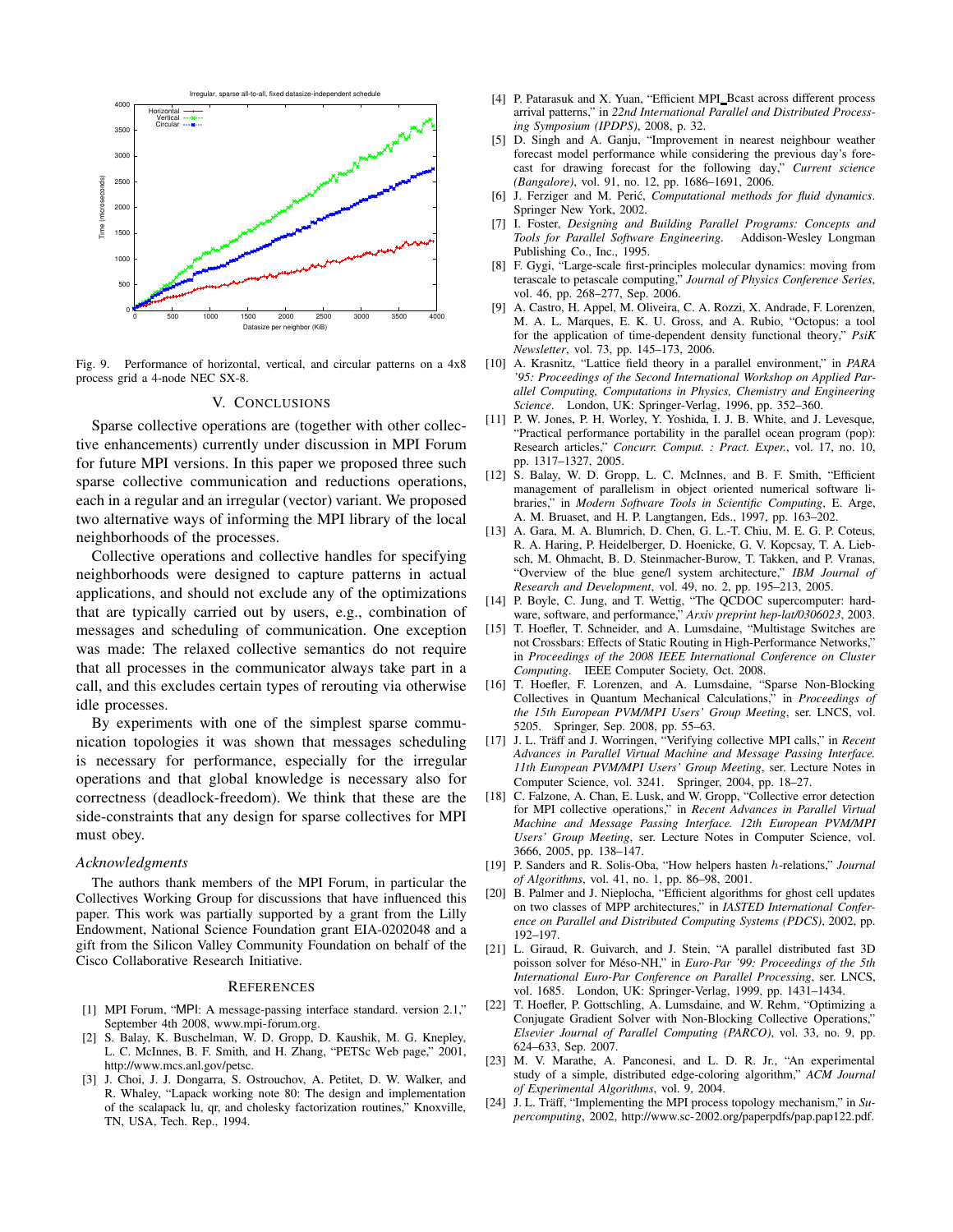Irregular, sparse all-to-all, fixed datasize-independent schedule

Horizontal
Vertical
Circular

Time (microseconds)

0
500
1000
1500
2000
2500
3000
3500
4000

0
500
1000
1500
2000
2500
3000
3500
4000

Datasize per neighbor (KiB)

Fig. 9. Performance of horizontal, vertical, and circular patterns on a 4x8 process grid a 4-node NEC SX-8.

## V. Conclusions

Sparse collective operations are (together with other collective enhancements) currently under discussion in MPI Forum for future MPI versions. In this paper we proposed three such sparse collective communication and reductions operations, each in a regular and an irregular (vector) variant. We proposed two alternative ways of informing the MPI library of the local neighborhoods of the processes.

Collective operations and collective handles for specifying neighborhoods were designed to capture patterns in actual applications, and should not exclude any of the optimizations that are typically carried out by users, e.g., combination of messages and scheduling of communication. One exception was made: The relaxed collective semantics do not require that all processes in the communicator always take part in a call, and this excludes certain types of rerouting via otherwise idle processes.

By experiments with one of the simplest sparse communication topologies it was shown that messages scheduling is necessary for performance, especially for the irregular operations and that global knowledge is necessary also for correctness (deadlock-freedom). We think that these are the side-constraints that any design for sparse collectives for MPI must obey.

### Acknowledgments

The authors thank members of the MPI Forum, in particular the Collectives Working Group for discussions that have influenced this paper. This work was partially supported by a grant from the Lilly Endowment, National Science Foundation grant EIA-0202048 and a gift from the Silicon Valley Community Foundation on behalf of the Cisco Collaborative Research Initiative.

## References

[1] MPI Forum, "MPI: A message-passing interface standard. version 2.1," September 4th 2008, www.mpi-forum.org.

[2] S. Balay, K. Buschelman, W. D. Gropp, D. Kaushik, M. G. Knepley, L. C. McInnes, B. F. Smith, and H. Zhang, "PETSc Web page," 2001, http://www.mcs.anl.gov/petsc.

[3] J. Choi, J. J. Dongarra, S. Ostrouchov, A. Petitet, D. W. Walker, and R. Whaley, "Lapack working note 80: The design and implementation of the scalapack lu, qr, and cholesky factorization routines," Knoxville, TN, USA, Tech. Rep., 1994.

[4] P. Patarasuk and X. Yuan, "Efficient MPI_Bcast across different process arrival patterns," in *22nd International Parallel and Distributed Processing Symposium (IPDPS)*, 2008, p. 32.

[5] D. Singh and A. Ganju, "Improvement in nearest neighbour weather forecast model performance while considering the previous day's forecast for drawing forecast for the following day," *Current science (Bangalore)*, vol. 91, no. 12, pp. 1686–1691, 2006.

[6] J. Ferziger and M. Perić, *Computational methods for fluid dynamics*. Springer New York, 2002.

[7] I. Foster, *Designing and Building Parallel Programs: Concepts and Tools for Parallel Software Engineering*. Addison-Wesley Longman Publishing Co., Inc., 1995.

[8] F. Gygi, "Large-scale first-principles molecular dynamics: moving from terascale to petascale computing," *Journal of Physics Conference Series*, vol. 46, pp. 268–277, Sep. 2006.

[9] A. Castro, H. Appel, M. Oliveira, C. A. Rozzi, X. Andrade, F. Lorenzen, M. A. L. Marques, E. K. U. Gross, and A. Rubio, "Octopus: a tool for the application of time-dependent density functional theory," *PsiK Newsletter*, vol. 73, pp. 145–173, 2006.

[10] A. Krasnitz, "Lattice field theory in a parallel environment," in *PARA '95: Proceedings of the Second International Workshop on Applied Parallel Computing, Computations in Physics, Chemistry and Engineering Science*. London, UK: Springer-Verlag, 1996, pp. 352–360.

[11] P. W. Jones, P. H. Worley, Y. Yoshida, I. J. B. White, and J. Levesque, "Practical performance portability in the parallel ocean program (pop): Research articles," *Concurr. Comput. : Pract. Exper.*, vol. 17, no. 10, pp. 1317–1327, 2005.

[12] S. Balay, W. D. Gropp, L. C. McInnes, and B. F. Smith, "Efficient management of parallelism in object oriented numerical software libraries," in *Modern Software Tools in Scientific Computing*, E. Arge, A. M. Bruaset, and H. P. Langtangen, Eds., 1997, pp. 163–202.

[13] A. Gara, M. A. Blumrich, D. Chen, G. L.-T. Chiu, M. E. G. P. Coteus, R. A. Haring, P. Heidelberger, D. Hoenicke, G. V. Kopcsay, T. A. Liebsch, M. Ohmacht, B. D. Steinmacher-Burow, T. Takken, and P. Vranas, "Overview of the blue gene/l system architecture," *IBM Journal of Research and Development*, vol. 49, no. 2, pp. 195–213, 2005.

[14] P. Boyle, C. Jung, and T. Wettig, "The QCDOC supercomputer: hardware, software, and performance," *Arxiv preprint hep-lat/0306023*, 2003.

[15] T. Hoefler, T. Schneider, and A. Lumsdaine, "Multistage Switches are not Crossbars: Effects of Static Routing in High-Performance Networks," in *Proceedings of the 2008 IEEE International Conference on Cluster Computing*. IEEE Computer Society, Oct. 2008.

[16] T. Hoefler, F. Lorenzen, and A. Lumsdaine, "Sparse Non-Blocking Collectives in Quantum Mechanical Calculations," in *Proceedings of the 15th European PVM/MPI Users' Group Meeting*, ser. LNCS, vol. 5205. Springer, Sep. 2008, pp. 55–63.

[17] J. L. Träff and J. Worringen, "Verifying collective MPI calls," in *Recent Advances in Parallel Virtual Machine and Message Passing Interface. 11th European PVM/MPI Users' Group Meeting*, ser. Lecture Notes in Computer Science, vol. 3241. Springer, 2004, pp. 18–27.

[18] C. Falzone, A. Chan, E. Lusk, and W. Gropp, "Collective error detection for MPI collective operations," in *Recent Advances in Parallel Virtual Machine and Message Passing Interface. 12th European PVM/MPI Users' Group Meeting*, ser. Lecture Notes in Computer Science, vol. 3666, 2005, pp. 138–147.

[19] P. Sanders and R. Solis-Oba, "How helpers hasten $h$-relations," *Journal of Algorithms*, vol. 41, no. 1, pp. 86–98, 2001.

[20] B. Palmer and J. Nieplocha, "Efficient algorithms for ghost cell updates on two classes of MPP architectures," in *IASTED International Conference on Parallel and Distributed Computing Systems (PDCS)*, 2002, pp. 192–197.

[21] L. Giraud, R. Guivarch, and J. Stein, "A parallel distributed fast 3D poisson solver for Méso-NH," in *Euro-Par '99: Proceedings of the 5th International Euro-Par Conference on Parallel Processing*, ser. LNCS, vol. 1685. London, UK: Springer-Verlag, 1999, pp. 1431–1434.

[22] T. Hoefler, P. Gottschling, A. Lumsdaine, and W. Rehm, "Optimizing a Conjugate Gradient Solver with Non-Blocking Collective Operations," *Elsevier Journal of Parallel Computing (PARCO)*, vol. 33, no. 9, pp. 624–633, Sep. 2007.

[23] M. V. Marathe, A. Panconesi, and L. D. R. Jr., "An experimental study of a simple, distributed edge-coloring algorithm," *ACM Journal of Experimental Algorithms*, vol. 9, 2004.

[24] J. L. Träff, "Implementing the MPI process topology mechanism," in *Supercomputing*, 2002, http://www.sc-2002.org/paperpdfs/pap.pap122.pdf.